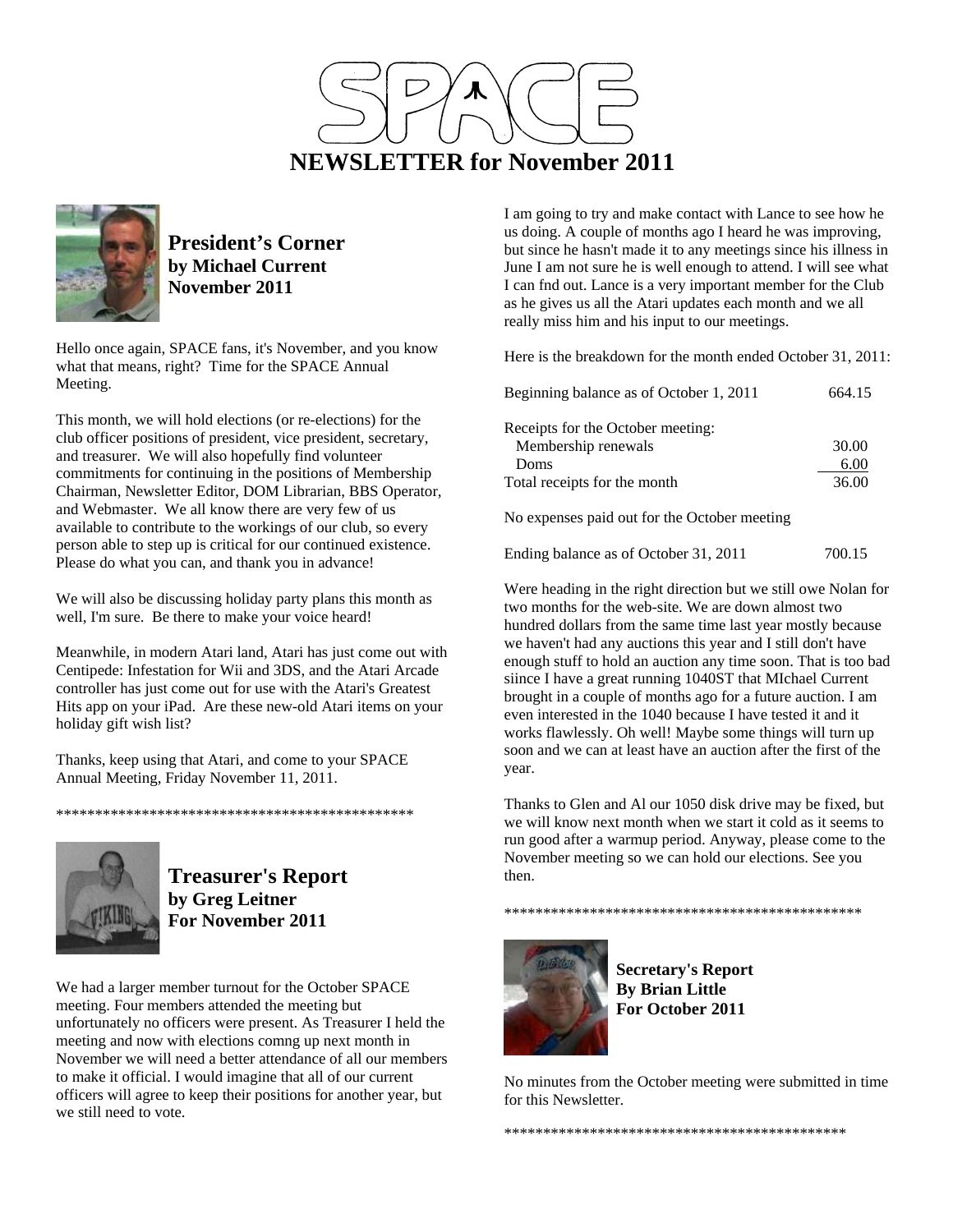# SPACE

# NEWSLETTER for November 2011

## President's Corner
**by Michael Current**
**November 2011**

Hello once again, SPACE fans, it's November, and you know what that means, right? Time for the SPACE Annual Meeting.

This month, we will hold elections (or re-elections) for the club officer positions of president, vice president, secretary, and treasurer. We will also hopefully find volunteer commitments for continuing in the positions of Membership Chairman, Newsletter Editor, DOM Librarian, BBS Operator, and Webmaster. We all know there are very few of us available to contribute to the workings of our club, so every person able to step up is critical for our continued existence. Please do what you can, and thank you in advance!

We will also be discussing holiday party plans this month as well, I'm sure. Be there to make your voice heard!

Meanwhile, in modern Atari land, Atari has just come out with Centipede: Infestation for Wii and 3DS, and the Atari Arcade controller has just come out for use with the Atari's Greatest Hits app on your iPad. Are these new-old Atari items on your holiday gift wish list?

Thanks, keep using that Atari, and come to your SPACE Annual Meeting, Friday November 11, 2011.

************************************************

## Treasurer's Report
**by Greg Leitner**
**For November 2011**

We had a larger member turnout for the October SPACE meeting. Four members attended the meeting but unfortunately no officers were present. As Treasurer I held the meeting and now with elections comng up next month in November we will need a better attendance of all our members to make it official. I would imagine that all of our current officers will agree to keep their positions for another year, but we still need to vote.

I am going to try and make contact with Lance to see how he us doing. A couple of months ago I heard he was improving, but since he hasn't made it to any meetings since his illness in June I am not sure he is well enough to attend. I will see what I can fnd out. Lance is a very important member for the Club as he gives us all the Atari updates each month and we all really miss him and his input to our meetings.

Here is the breakdown for the month ended October 31, 2011:

| | |
|---|---|
| Beginning balance as of October 1, 2011 | 664.15 |
| Receipts for the October meeting: | |
| Membership renewals | 30.00 |
| Doms | 6.00 |
| Total receipts for the month | 36.00 |
| No expenses paid out for the October meeting | |
| Ending balance as of October 31, 2011 | 700.15 |

Were heading in the right direction but we still owe Nolan for two months for the web-site. We are down almost two hundred dollars from the same time last year mostly because we haven't had any auctions this year and I still don't have enough stuff to hold an auction any time soon. That is too bad siince I have a great running 1040ST that MIchael Current brought in a couple of months ago for a future auction. I am even interested in the 1040 because I have tested it and it works flawlessly. Oh well! Maybe some things will turn up soon and we can at least have an auction after the first of the year.

Thanks to Glen and Al our 1050 disk drive may be fixed, but we will know next month when we start it cold as it seems to run good after a warmup period. Anyway, please come to the November meeting so we can hold our elections. See you then.

************************************************

## Secretary's Report
**By Brian Little**
**For October 2011**

No minutes from the October meeting were submitted in time for this Newsletter.

********************************************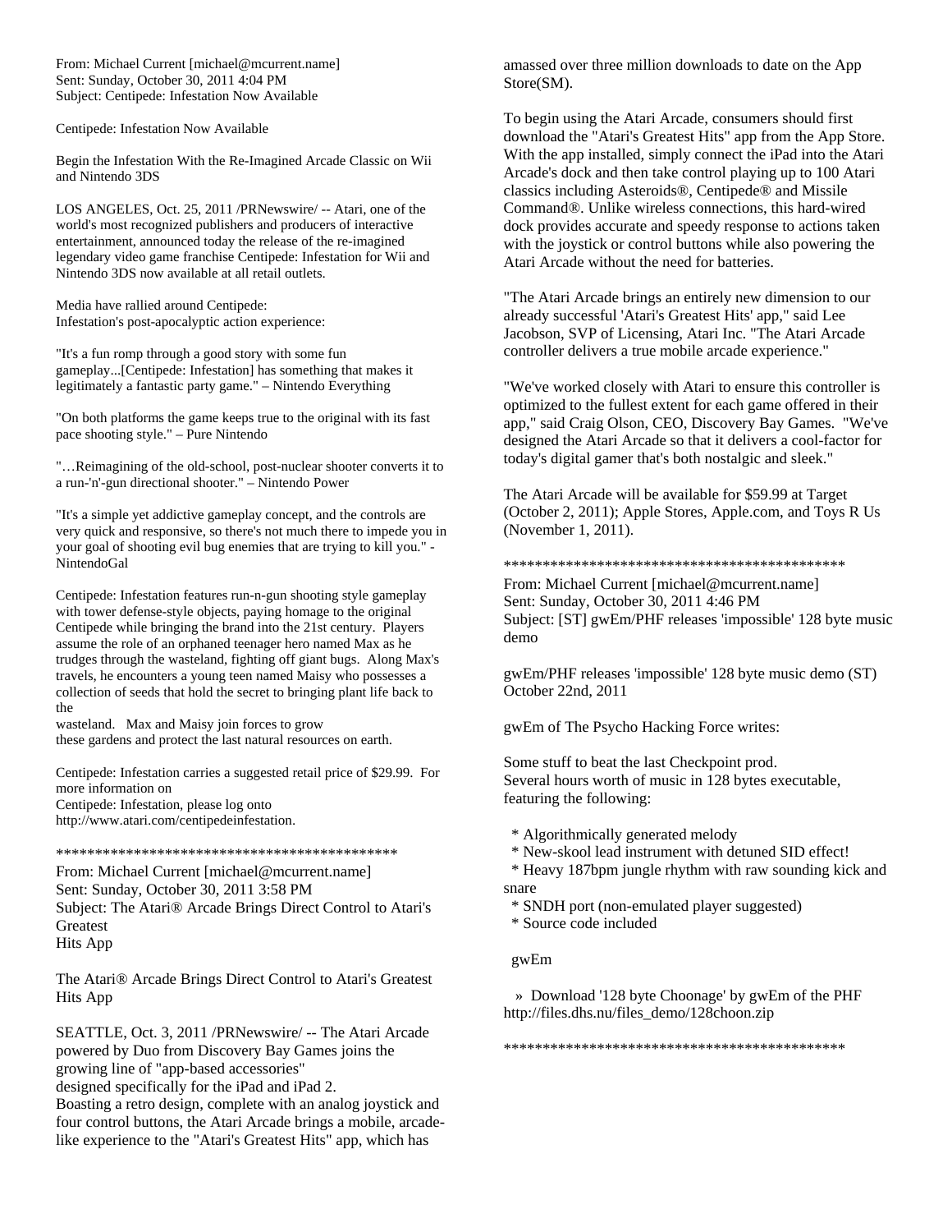From: Michael Current [michael@mcurrent.name]
Sent: Sunday, October 30, 2011 4:04 PM
Subject: Centipede: Infestation Now Available

Centipede: Infestation Now Available

Begin the Infestation With the Re-Imagined Arcade Classic on Wii and Nintendo 3DS

LOS ANGELES, Oct. 25, 2011 /PRNewswire/ -- Atari, one of the world's most recognized publishers and producers of interactive entertainment, announced today the release of the re-imagined legendary video game franchise Centipede: Infestation for Wii and Nintendo 3DS now available at all retail outlets.

Media have rallied around Centipede:
Infestation's post-apocalyptic action experience:

"It's a fun romp through a good story with some fun gameplay...[Centipede: Infestation] has something that makes it legitimately a fantastic party game." – Nintendo Everything

"On both platforms the game keeps true to the original with its fast pace shooting style." – Pure Nintendo

"…Reimagining of the old-school, post-nuclear shooter converts it to a run-'n'-gun directional shooter." – Nintendo Power

"It's a simple yet addictive gameplay concept, and the controls are very quick and responsive, so there's not much there to impede you in your goal of shooting evil bug enemies that are trying to kill you." - NintendoGal

Centipede: Infestation features run-n-gun shooting style gameplay with tower defense-style objects, paying homage to the original Centipede while bringing the brand into the 21st century. Players assume the role of an orphaned teenager hero named Max as he trudges through the wasteland, fighting off giant bugs. Along Max's travels, he encounters a young teen named Maisy who possesses a collection of seeds that hold the secret to bringing plant life back to the
wasteland. Max and Maisy join forces to grow
these gardens and protect the last natural resources on earth.

Centipede: Infestation carries a suggested retail price of $29.99. For more information on
Centipede: Infestation, please log onto
http://www.atari.com/centipedeinfestation.

*********************************************

From: Michael Current [michael@mcurrent.name]
Sent: Sunday, October 30, 2011 3:58 PM
Subject: The Atari® Arcade Brings Direct Control to Atari's Greatest
Hits App

The Atari® Arcade Brings Direct Control to Atari's Greatest Hits App

SEATTLE, Oct. 3, 2011 /PRNewswire/ -- The Atari Arcade powered by Duo from Discovery Bay Games joins the growing line of "app-based accessories"
designed specifically for the iPad and iPad 2.
Boasting a retro design, complete with an analog joystick and four control buttons, the Atari Arcade brings a mobile, arcade-like experience to the "Atari's Greatest Hits" app, which has amassed over three million downloads to date on the App Store(SM).

To begin using the Atari Arcade, consumers should first download the "Atari's Greatest Hits" app from the App Store. With the app installed, simply connect the iPad into the Atari Arcade's dock and then take control playing up to 100 Atari classics including Asteroids®, Centipede® and Missile Command®. Unlike wireless connections, this hard-wired dock provides accurate and speedy response to actions taken with the joystick or control buttons while also powering the Atari Arcade without the need for batteries.

"The Atari Arcade brings an entirely new dimension to our already successful 'Atari's Greatest Hits' app," said Lee Jacobson, SVP of Licensing, Atari Inc. "The Atari Arcade controller delivers a true mobile arcade experience."

"We've worked closely with Atari to ensure this controller is optimized to the fullest extent for each game offered in their app," said Craig Olson, CEO, Discovery Bay Games. "We've designed the Atari Arcade so that it delivers a cool-factor for today's digital gamer that's both nostalgic and sleek."

The Atari Arcade will be available for $59.99 at Target (October 2, 2011); Apple Stores, Apple.com, and Toys R Us (November 1, 2011).

*********************************************

From: Michael Current [michael@mcurrent.name]
Sent: Sunday, October 30, 2011 4:46 PM
Subject: [ST] gwEm/PHF releases 'impossible' 128 byte music demo

gwEm/PHF releases 'impossible' 128 byte music demo (ST)
October 22nd, 2011

gwEm of The Psycho Hacking Force writes:

Some stuff to beat the last Checkpoint prod.
Several hours worth of music in 128 bytes executable, featuring the following:

* Algorithmically generated melody
* New-skool lead instrument with detuned SID effect!
* Heavy 187bpm jungle rhythm with raw sounding kick and snare
* SNDH port (non-emulated player suggested)
* Source code included

gwEm

» Download '128 byte Choonage' by gwEm of the PHF
http://files.dhs.nu/files_demo/128choon.zip

*********************************************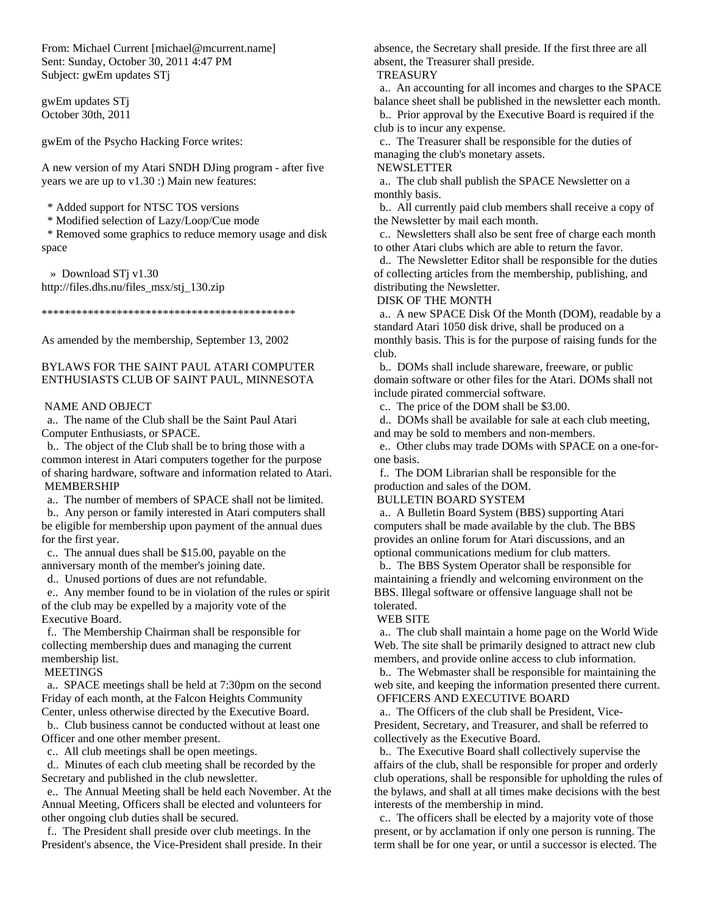From: Michael Current [michael@mcurrent.name]
Sent: Sunday, October 30, 2011 4:47 PM
Subject: gwEm updates STj

gwEm updates STj
October 30th, 2011

gwEm of the Psycho Hacking Force writes:

A new version of my Atari SNDH DJing program - after five years we are up to v1.30 :) Main new features:

* Added support for NTSC TOS versions
* Modified selection of Lazy/Loop/Cue mode
* Removed some graphics to reduce memory usage and disk space

» Download STj v1.30
http://files.dhs.nu/files_msx/stj_130.zip

*********************************************

As amended by the membership, September 13, 2002

BYLAWS FOR THE SAINT PAUL ATARI COMPUTER ENTHUSIASTS CLUB OF SAINT PAUL, MINNESOTA

NAME AND OBJECT

a.. The name of the Club shall be the Saint Paul Atari Computer Enthusiasts, or SPACE.

b.. The object of the Club shall be to bring those with a common interest in Atari computers together for the purpose of sharing hardware, software and information related to Atari.

MEMBERSHIP

a.. The number of members of SPACE shall not be limited.

b.. Any person or family interested in Atari computers shall be eligible for membership upon payment of the annual dues for the first year.

c.. The annual dues shall be $15.00, payable on the anniversary month of the member's joining date.

d.. Unused portions of dues are not refundable.

e.. Any member found to be in violation of the rules or spirit of the club may be expelled by a majority vote of the Executive Board.

f.. The Membership Chairman shall be responsible for collecting membership dues and managing the current membership list.

MEETINGS

a.. SPACE meetings shall be held at 7:30pm on the second Friday of each month, at the Falcon Heights Community Center, unless otherwise directed by the Executive Board.

b.. Club business cannot be conducted without at least one Officer and one other member present.

c.. All club meetings shall be open meetings.

d.. Minutes of each club meeting shall be recorded by the Secretary and published in the club newsletter.

e.. The Annual Meeting shall be held each November. At the Annual Meeting, Officers shall be elected and volunteers for other ongoing club duties shall be secured.

f.. The President shall preside over club meetings. In the President's absence, the Vice-President shall preside. In their absence, the Secretary shall preside. If the first three are all absent, the Treasurer shall preside.

TREASURY

a.. An accounting for all incomes and charges to the SPACE balance sheet shall be published in the newsletter each month.

b.. Prior approval by the Executive Board is required if the club is to incur any expense.

c.. The Treasurer shall be responsible for the duties of managing the club's monetary assets.

NEWSLETTER

a.. The club shall publish the SPACE Newsletter on a monthly basis.

b.. All currently paid club members shall receive a copy of the Newsletter by mail each month.

c.. Newsletters shall also be sent free of charge each month to other Atari clubs which are able to return the favor.

d.. The Newsletter Editor shall be responsible for the duties of collecting articles from the membership, publishing, and distributing the Newsletter.

DISK OF THE MONTH

a.. A new SPACE Disk Of the Month (DOM), readable by a standard Atari 1050 disk drive, shall be produced on a monthly basis. This is for the purpose of raising funds for the club.

b.. DOMs shall include shareware, freeware, or public domain software or other files for the Atari. DOMs shall not include pirated commercial software.

c.. The price of the DOM shall be $3.00.

d.. DOMs shall be available for sale at each club meeting, and may be sold to members and non-members.

e.. Other clubs may trade DOMs with SPACE on a one-for-one basis.

f.. The DOM Librarian shall be responsible for the production and sales of the DOM.

BULLETIN BOARD SYSTEM

a.. A Bulletin Board System (BBS) supporting Atari computers shall be made available by the club. The BBS provides an online forum for Atari discussions, and an optional communications medium for club matters.

b.. The BBS System Operator shall be responsible for maintaining a friendly and welcoming environment on the BBS. Illegal software or offensive language shall not be tolerated.

WEB SITE

a.. The club shall maintain a home page on the World Wide Web. The site shall be primarily designed to attract new club members, and provide online access to club information.

b.. The Webmaster shall be responsible for maintaining the web site, and keeping the information presented there current.

OFFICERS AND EXECUTIVE BOARD

a.. The Officers of the club shall be President, Vice-President, Secretary, and Treasurer, and shall be referred to collectively as the Executive Board.

b.. The Executive Board shall collectively supervise the affairs of the club, shall be responsible for proper and orderly club operations, shall be responsible for upholding the rules of the bylaws, and shall at all times make decisions with the best interests of the membership in mind.

c.. The officers shall be elected by a majority vote of those present, or by acclamation if only one person is running. The term shall be for one year, or until a successor is elected. The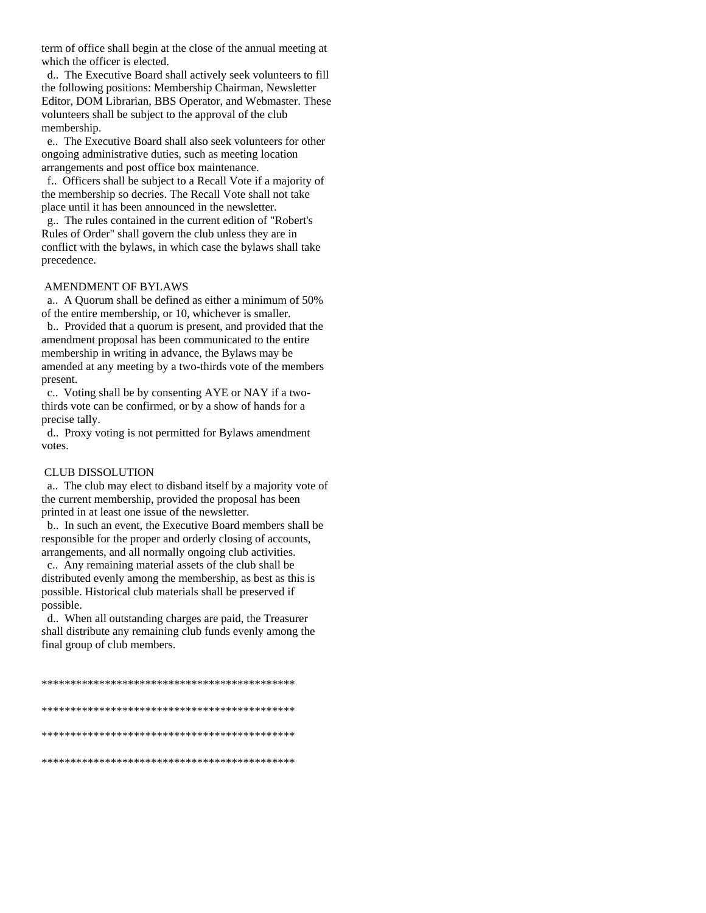term of office shall begin at the close of the annual meeting at which the officer is elected.

d.. The Executive Board shall actively seek volunteers to fill the following positions: Membership Chairman, Newsletter Editor, DOM Librarian, BBS Operator, and Webmaster. These volunteers shall be subject to the approval of the club membership.

e.. The Executive Board shall also seek volunteers for other ongoing administrative duties, such as meeting location arrangements and post office box maintenance.

f.. Officers shall be subject to a Recall Vote if a majority of the membership so decries. The Recall Vote shall not take place until it has been announced in the newsletter.

g.. The rules contained in the current edition of "Robert's Rules of Order" shall govern the club unless they are in conflict with the bylaws, in which case the bylaws shall take precedence.

## AMENDMENT OF BYLAWS

a.. A Quorum shall be defined as either a minimum of 50% of the entire membership, or 10, whichever is smaller.

b.. Provided that a quorum is present, and provided that the amendment proposal has been communicated to the entire membership in writing in advance, the Bylaws may be amended at any meeting by a two-thirds vote of the members present.

c.. Voting shall be by consenting AYE or NAY if a two-thirds vote can be confirmed, or by a show of hands for a precise tally.

d.. Proxy voting is not permitted for Bylaws amendment votes.

## CLUB DISSOLUTION

a.. The club may elect to disband itself by a majority vote of the current membership, provided the proposal has been printed in at least one issue of the newsletter.

b.. In such an event, the Executive Board members shall be responsible for the proper and orderly closing of accounts, arrangements, and all normally ongoing club activities.

c.. Any remaining material assets of the club shall be distributed evenly among the membership, as best as this is possible. Historical club materials shall be preserved if possible.

d.. When all outstanding charges are paid, the Treasurer shall distribute any remaining club funds evenly among the final group of club members.

********************************************

********************************************

********************************************

********************************************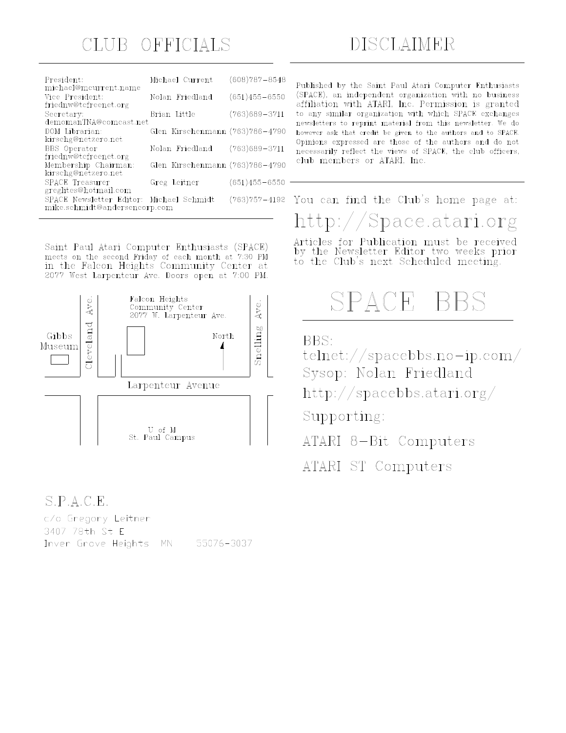# CLUB OFFICIALS

| | | |
|---|---|---|
| President: michael@mcurrent.name | Michael Current | (608)787-8548 |
| Vice President: friednw@tcfreenet.org | Nolan Friedland | (651)455-6550 |
| Secretary: demomanTNA@comcast.net | Brian Little | (763)689-3711 |
| DOM Librarian: kirschg@netzero.net | Glen Kirschenmann | (763)786-4790 |
| BBS Operator friednw@tcfreenet.org | Nolan Friedland | (763)689-3711 |
| Membership Chairman: kirschg@netzero.net | Glen Kirschenmann | (763)786-4790 |
| SPACE Treasurer greglites@hotmail.com | Greg Leitner | (651)455-6550 |
| SPACE Newsletter Editor: mike.schmidt@andersencorp.com | Michael Schmidt | (763)757-4192 |

Saint Paul Atari Computer Enthusiasts (SPACE) meets on the second Friday of each month at 7:30 PM in the Falcon Heights Community Center at 2077 West Larpenteur Ave. Doors open at 7:00 PM.

Gibbs Museum
Cleveland Ave.
Falcon Heights Community Center 2077 W. Larpenteur Ave.
North
Snelling Ave.
Larpenteur Avenue
U of M St. Paul Campus

S.P.A.C.E.
c/o Gregory Leitner
3407 78th St E
Inver Grove Heights MN 55076-3037

# DISCLAIMER

Published by the Saint Paul Atari Computer Enthusiasts (SPACE), an independent organization with no business affiliation with ATARI, Inc. Permission is granted to any similar organization with which SPACE exchanges newsletters to reprint material from this newsletter. We do however ask that credit be given to the authors and to SPACE. Opinions expressed are those of the authors and do not necessarily reflect the views of SPACE, the club officers, club members or ATARI, Inc.

You can find the Club's home page at:

http://Space.atari.org

Articles for Publication must be received by the Newsletter Editor two weeks prior to the Club's next Scheduled meeting.

# SPACE BBS

BBS:
telnet://spacebbs.no-ip.com/
Sysop: Nolan Friedland
http://spacebbs.atari.org/

Supporting:

ATARI 8-Bit Computers

ATARI ST Computers